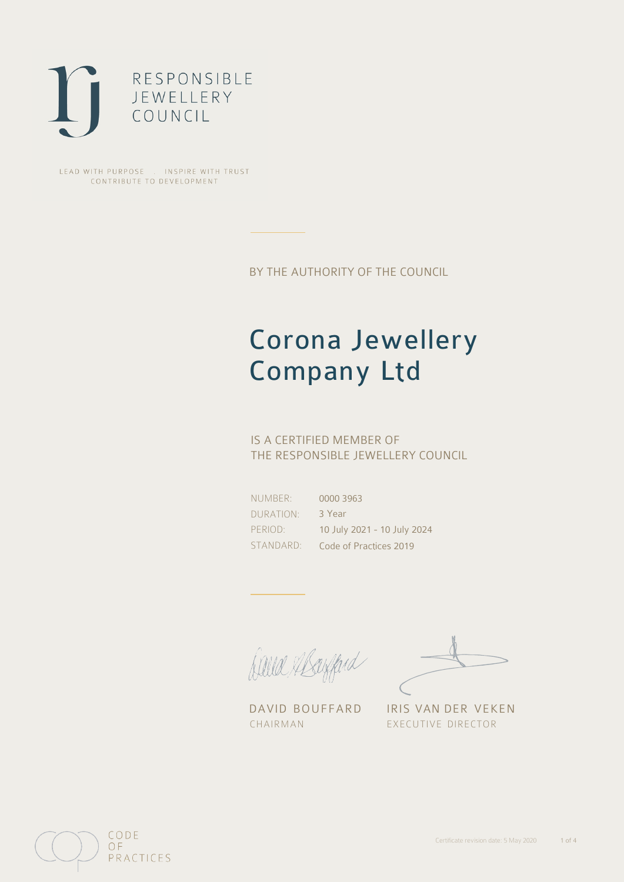RESPONSIBLE
JEWELLERY
COUNCIL

LEAD WITH PURPOSE . INSPIRE WITH TRUST
CONTRIBUTE TO DEVELOPMENT

BY THE AUTHORITY OF THE COUNCIL

# Corona Jewellery Company Ltd

IS A CERTIFIED MEMBER OF
THE RESPONSIBLE JEWELLERY COUNCIL

| | |
|---|---|
| NUMBER: | 0000 3963 |
| DURATION: | 3 Year |
| PERIOD: | 10 July 2021 - 10 July 2024 |
| STANDARD: | Code of Practices 2019 |

DAVID BOUFFARD
CHAIRMAN

IRIS VAN DER VEKEN
EXECUTIVE DIRECTOR

CODE
OF
PRACTICES

Certificate revision date: 5 May 2020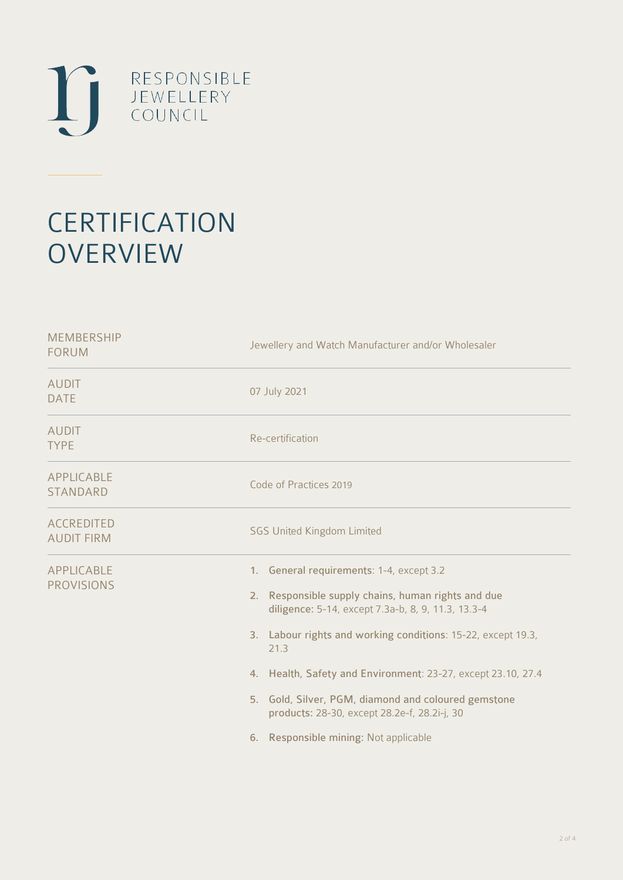RESPONSIBLE JEWELLERY COUNCIL

# CERTIFICATION OVERVIEW

| | |
|---|---|
| MEMBERSHIP FORUM | Jewellery and Watch Manufacturer and/or Wholesaler |
| AUDIT DATE | 07 July 2021 |
| AUDIT TYPE | Re-certification |
| APPLICABLE STANDARD | Code of Practices 2019 |
| ACCREDITED AUDIT FIRM | SGS United Kingdom Limited |
| APPLICABLE PROVISIONS | 1. **General requirements**: 1-4, except 3.2<br>2. **Responsible supply chains, human rights and due diligence**: 5-14, except 7.3a-b, 8, 9, 11.3, 13.3-4<br>3. **Labour rights and working conditions**: 15-22, except 19.3, 21.3<br>4. **Health, Safety and Environment**: 23-27, except 23.10, 27.4<br>5. **Gold, Silver, PGM, diamond and coloured gemstone products**: 28-30, except 28.2e-f, 28.2i-j, 30<br>6. **Responsible mining**: Not applicable |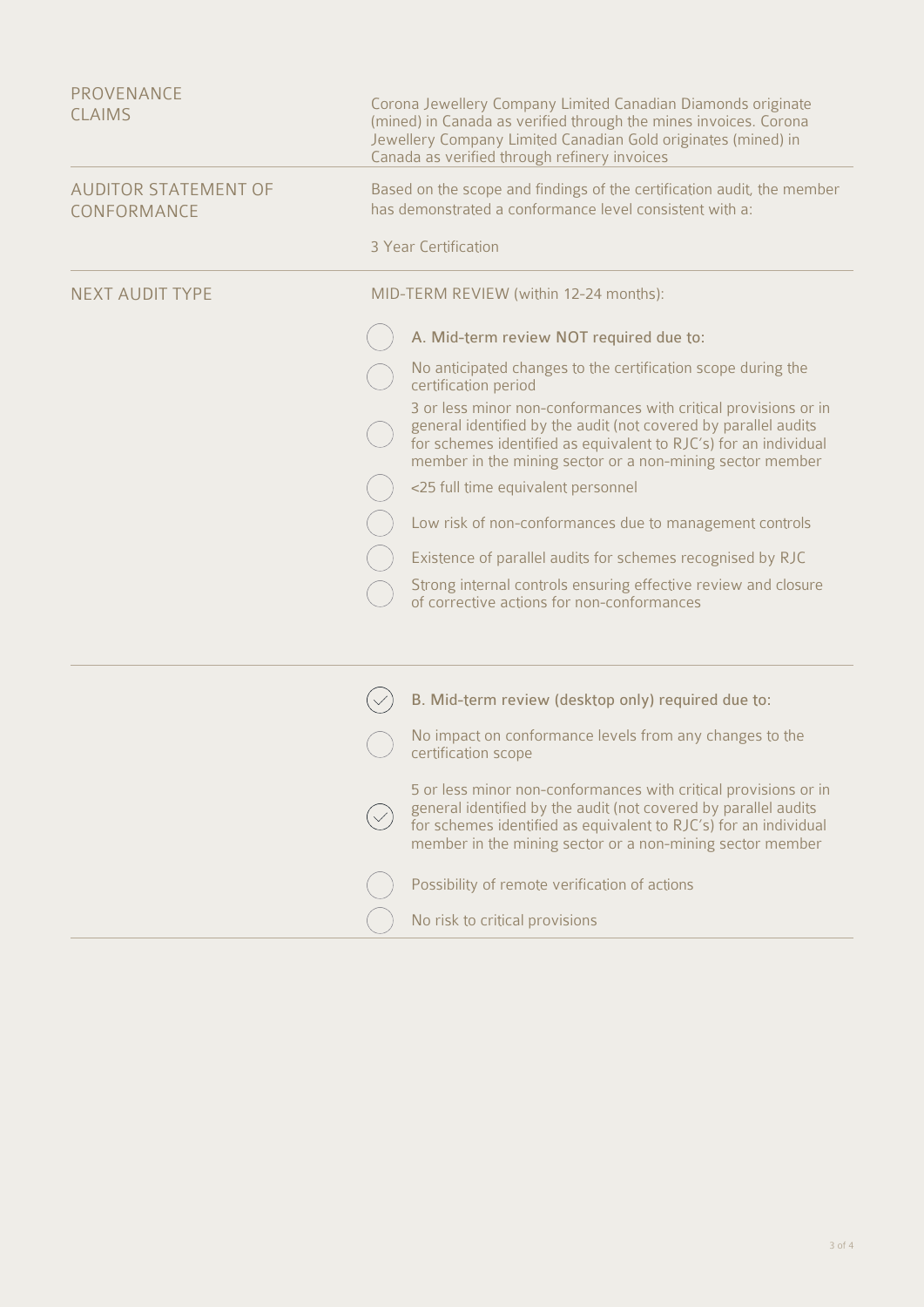| | |
|---|---|
| PROVENANCE CLAIMS | Corona Jewellery Company Limited Canadian Diamonds originate (mined) in Canada as verified through the mines invoices. Corona Jewellery Company Limited Canadian Gold originates (mined) in Canada as verified through refinery invoices |
| AUDITOR STATEMENT OF CONFORMANCE | Based on the scope and findings of the certification audit, the member has demonstrated a conformance level consistent with a:<br><br>3 Year Certification |
| NEXT AUDIT TYPE | MID-TERM REVIEW (within 12-24 months): |

- [ ] A. Mid-term review NOT required due to:
- [ ] No anticipated changes to the certification scope during the certification period
- [ ] 3 or less minor non-conformances with critical provisions or in general identified by the audit (not covered by parallel audits for schemes identified as equivalent to RJC's) for an individual member in the mining sector or a non-mining sector member
- [ ] <25 full time equivalent personnel
- [ ] Low risk of non-conformances due to management controls
- [ ] Existence of parallel audits for schemes recognised by RJC
- [ ] Strong internal controls ensuring effective review and closure of corrective actions for non-conformances

---

- [x] B. Mid-term review (desktop only) required due to:
- [ ] No impact on conformance levels from any changes to the certification scope
- [x] 5 or less minor non-conformances with critical provisions or in general identified by the audit (not covered by parallel audits for schemes identified as equivalent to RJC's) for an individual member in the mining sector or a non-mining sector member
- [ ] Possibility of remote verification of actions
- [ ] No risk to critical provisions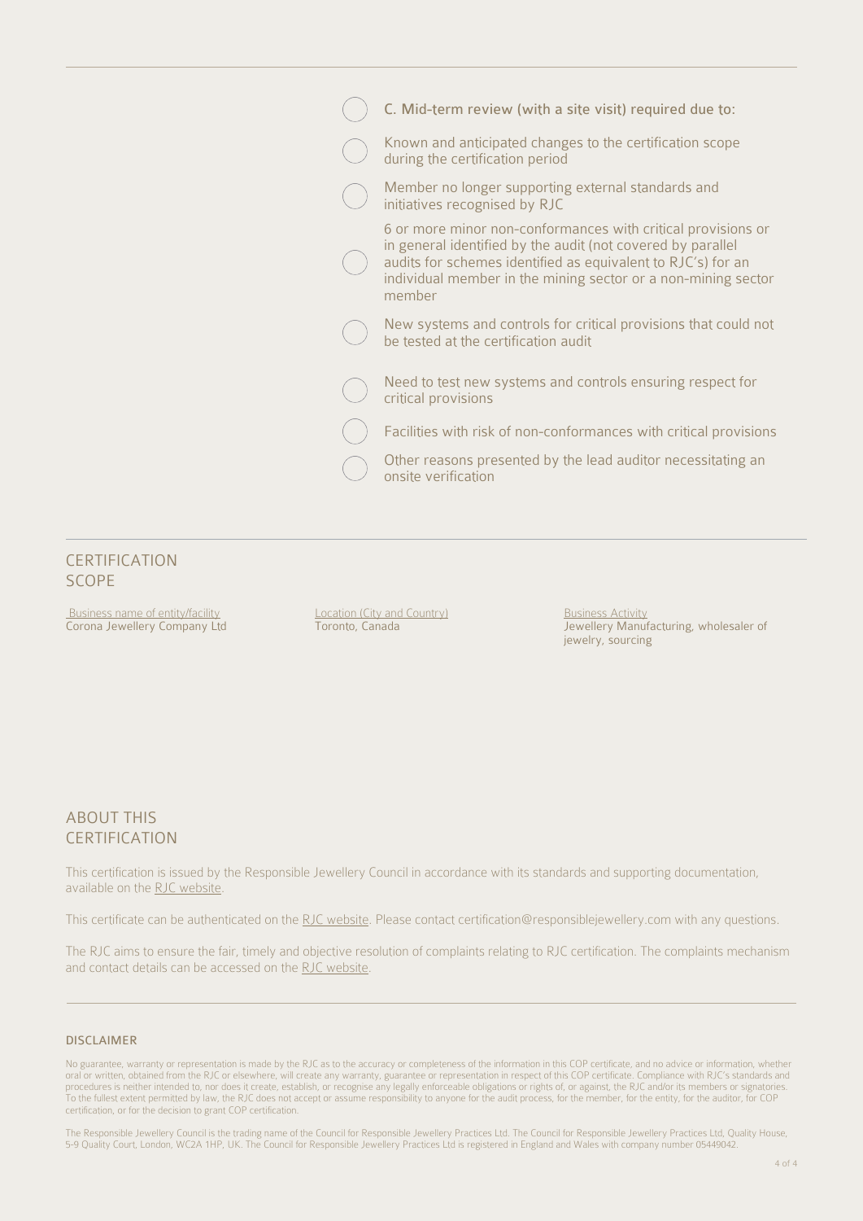- ( ) **C. Mid-term review (with a site visit) required due to:**
- ( ) Known and anticipated changes to the certification scope during the certification period
- ( ) Member no longer supporting external standards and initiatives recognised by RJC
- ( ) 6 or more minor non-conformances with critical provisions or in general identified by the audit (not covered by parallel audits for schemes identified as equivalent to RJC's) for an individual member in the mining sector or a non-mining sector member
- ( ) New systems and controls for critical provisions that could not be tested at the certification audit
- ( ) Need to test new systems and controls ensuring respect for critical provisions
- ( ) Facilities with risk of non-conformances with critical provisions
- ( ) Other reasons presented by the lead auditor necessitating an onsite verification

## CERTIFICATION SCOPE

| Business name of entity/facility | Location (City and Country) | Business Activity |
| --- | --- | --- |
| Corona Jewellery Company Ltd | Toronto, Canada | Jewellery Manufacturing, wholesaler of jewelry, sourcing |

## ABOUT THIS CERTIFICATION

This certification is issued by the Responsible Jewellery Council in accordance with its standards and supporting documentation, available on the RJC website.

This certificate can be authenticated on the RJC website. Please contact certification@responsiblejewellery.com with any questions.

The RJC aims to ensure the fair, timely and objective resolution of complaints relating to RJC certification. The complaints mechanism and contact details can be accessed on the RJC website.

### DISCLAIMER

No guarantee, warranty or representation is made by the RJC as to the accuracy or completeness of the information in this COP certificate, and no advice or information, whether oral or written, obtained from the RJC or elsewhere, will create any warranty, guarantee or representation in respect of this COP certificate. Compliance with RJC's standards and procedures is neither intended to, nor does it create, establish, or recognise any legally enforceable obligations or rights of, or against, the RJC and/or its members or signatories. To the fullest extent permitted by law, the RJC does not accept or assume responsibility to anyone for the audit process, for the member, for the entity, for the auditor, for COP certification, or for the decision to grant COP certification.

The Responsible Jewellery Council is the trading name of the Council for Responsible Jewellery Practices Ltd. The Council for Responsible Jewellery Practices Ltd, Quality House, 5-9 Quality Court, London, WC2A 1HP, UK. The Council for Responsible Jewellery Practices Ltd is registered in England and Wales with company number 05449042.